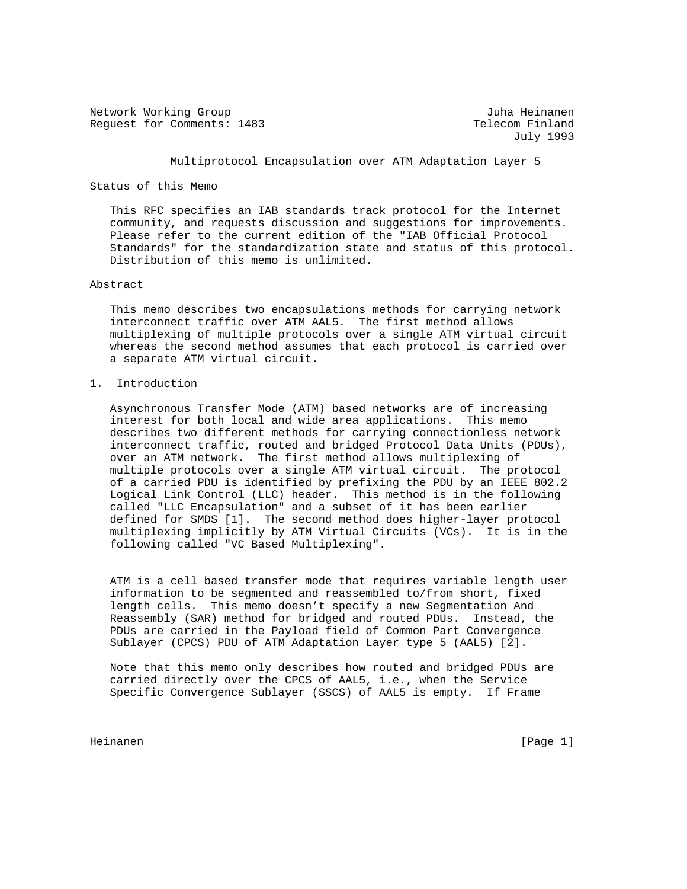Network Working Group                                    Juha Heinanen
Request for Comments: 1483                              Telecom Finland
                                                              July 1993

# Multiprotocol Encapsulation over ATM Adaptation Layer 5

## Status of this Memo

This RFC specifies an IAB standards track protocol for the Internet community, and requests discussion and suggestions for improvements. Please refer to the current edition of the "IAB Official Protocol Standards" for the standardization state and status of this protocol. Distribution of this memo is unlimited.

## Abstract

This memo describes two encapsulations methods for carrying network interconnect traffic over ATM AAL5. The first method allows multiplexing of multiple protocols over a single ATM virtual circuit whereas the second method assumes that each protocol is carried over a separate ATM virtual circuit.

## 1. Introduction

Asynchronous Transfer Mode (ATM) based networks are of increasing interest for both local and wide area applications. This memo describes two different methods for carrying connectionless network interconnect traffic, routed and bridged Protocol Data Units (PDUs), over an ATM network. The first method allows multiplexing of multiple protocols over a single ATM virtual circuit. The protocol of a carried PDU is identified by prefixing the PDU by an IEEE 802.2 Logical Link Control (LLC) header. This method is in the following called "LLC Encapsulation" and a subset of it has been earlier defined for SMDS [1]. The second method does higher-layer protocol multiplexing implicitly by ATM Virtual Circuits (VCs). It is in the following called "VC Based Multiplexing".

ATM is a cell based transfer mode that requires variable length user information to be segmented and reassembled to/from short, fixed length cells. This memo doesn't specify a new Segmentation And Reassembly (SAR) method for bridged and routed PDUs. Instead, the PDUs are carried in the Payload field of Common Part Convergence Sublayer (CPCS) PDU of ATM Adaptation Layer type 5 (AAL5) [2].

Note that this memo only describes how routed and bridged PDUs are carried directly over the CPCS of AAL5, i.e., when the Service Specific Convergence Sublayer (SSCS) of AAL5 is empty. If Frame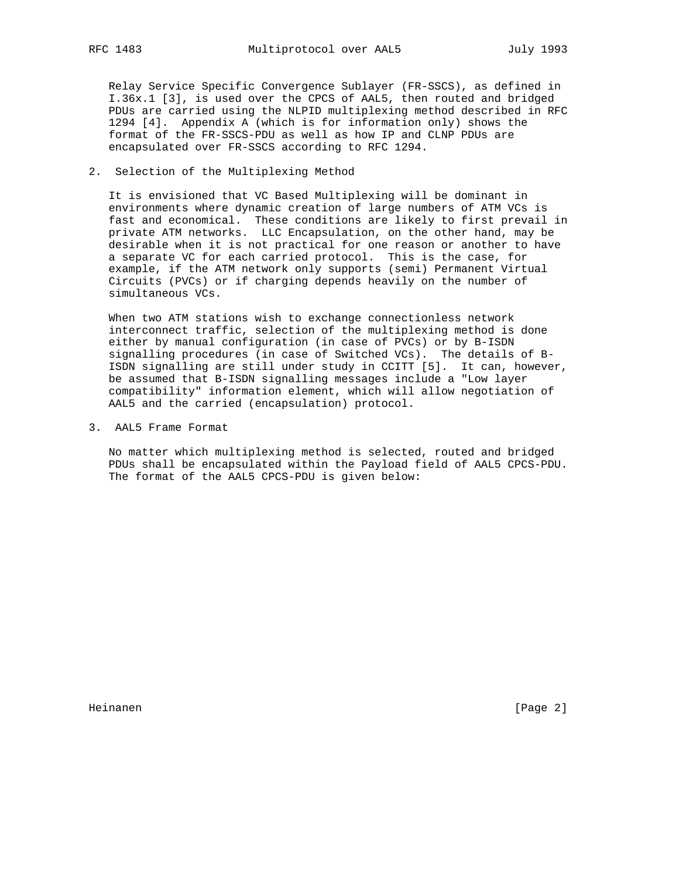Relay Service Specific Convergence Sublayer (FR-SSCS), as defined in I.36x.1 [3], is used over the CPCS of AAL5, then routed and bridged PDUs are carried using the NLPID multiplexing method described in RFC 1294 [4]. Appendix A (which is for information only) shows the format of the FR-SSCS-PDU as well as how IP and CLNP PDUs are encapsulated over FR-SSCS according to RFC 1294.

## 2. Selection of the Multiplexing Method

It is envisioned that VC Based Multiplexing will be dominant in environments where dynamic creation of large numbers of ATM VCs is fast and economical. These conditions are likely to first prevail in private ATM networks. LLC Encapsulation, on the other hand, may be desirable when it is not practical for one reason or another to have a separate VC for each carried protocol. This is the case, for example, if the ATM network only supports (semi) Permanent Virtual Circuits (PVCs) or if charging depends heavily on the number of simultaneous VCs.

When two ATM stations wish to exchange connectionless network interconnect traffic, selection of the multiplexing method is done either by manual configuration (in case of PVCs) or by B-ISDN signalling procedures (in case of Switched VCs). The details of B-ISDN signalling are still under study in CCITT [5]. It can, however, be assumed that B-ISDN signalling messages include a "Low layer compatibility" information element, which will allow negotiation of AAL5 and the carried (encapsulation) protocol.

## 3. AAL5 Frame Format

No matter which multiplexing method is selected, routed and bridged PDUs shall be encapsulated within the Payload field of AAL5 CPCS-PDU. The format of the AAL5 CPCS-PDU is given below: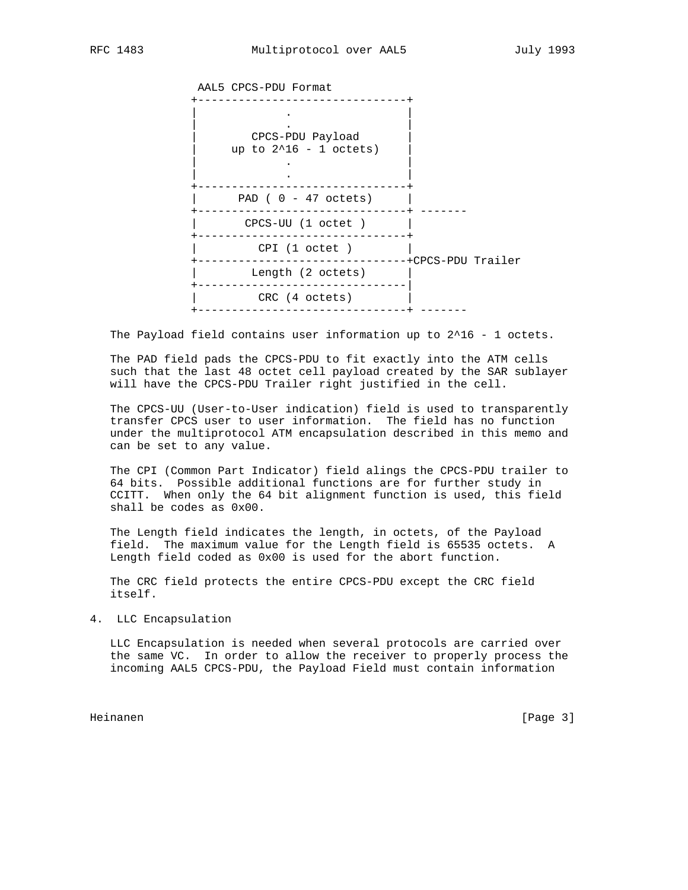```
                AAL5 CPCS-PDU Format
               +-------------------------------+
               |             .                 |
               |             .                 |
               |        CPCS-PDU Payload       |
               |     up to 2^16 - 1 octets)    |
               |             .                 |
               |             .                 |
               +-------------------------------+
               |      PAD ( 0 - 47 octets)     |
               +-------------------------------+ -------
               |       CPCS-UU (1 octet )      |
               +-------------------------------+
               |         CPI (1 octet )        |
               +-------------------------------+CPCS-PDU Trailer
               |        Length (2 octets)      |
               +-------------------------------|
               |         CRC (4 octets)        |
               +-------------------------------+ -------
```

The Payload field contains user information up to 2^16 - 1 octets.

The PAD field pads the CPCS-PDU to fit exactly into the ATM cells such that the last 48 octet cell payload created by the SAR sublayer will have the CPCS-PDU Trailer right justified in the cell.

The CPCS-UU (User-to-User indication) field is used to transparently transfer CPCS user to user information. The field has no function under the multiprotocol ATM encapsulation described in this memo and can be set to any value.

The CPI (Common Part Indicator) field alings the CPCS-PDU trailer to 64 bits. Possible additional functions are for further study in CCITT. When only the 64 bit alignment function is used, this field shall be codes as 0x00.

The Length field indicates the length, in octets, of the Payload field. The maximum value for the Length field is 65535 octets. A Length field coded as 0x00 is used for the abort function.

The CRC field protects the entire CPCS-PDU except the CRC field itself.

## 4. LLC Encapsulation

LLC Encapsulation is needed when several protocols are carried over the same VC. In order to allow the receiver to properly process the incoming AAL5 CPCS-PDU, the Payload Field must contain information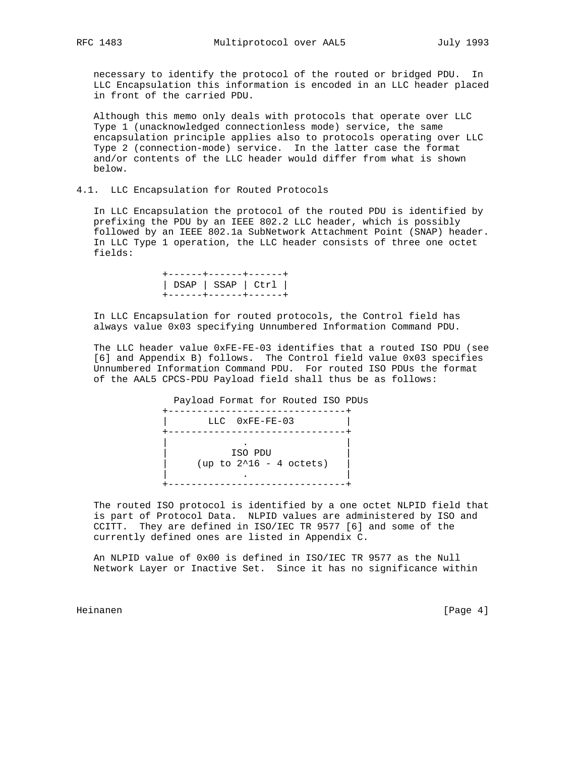necessary to identify the protocol of the routed or bridged PDU. In LLC Encapsulation this information is encoded in an LLC header placed in front of the carried PDU.

Although this memo only deals with protocols that operate over LLC Type 1 (unacknowledged connectionless mode) service, the same encapsulation principle applies also to protocols operating over LLC Type 2 (connection-mode) service. In the latter case the format and/or contents of the LLC header would differ from what is shown below.

## 4.1. LLC Encapsulation for Routed Protocols

In LLC Encapsulation the protocol of the routed PDU is identified by prefixing the PDU by an IEEE 802.2 LLC header, which is possibly followed by an IEEE 802.1a SubNetwork Attachment Point (SNAP) header. In LLC Type 1 operation, the LLC header consists of three one octet fields:

```
+------+------+------+
| DSAP | SSAP | Ctrl |
+------+------+------+
```

In LLC Encapsulation for routed protocols, the Control field has always value 0x03 specifying Unnumbered Information Command PDU.

The LLC header value 0xFE-FE-03 identifies that a routed ISO PDU (see [6] and Appendix B) follows. The Control field value 0x03 specifies Unnumbered Information Command PDU. For routed ISO PDUs the format of the AAL5 CPCS-PDU Payload field shall thus be as follows:

```
 Payload Format for Routed ISO PDUs
+-------------------------------+
|       LLC  0xFE-FE-03         |
+-------------------------------+
|             .                 |
|          ISO PDU              |
|    (up to 2^16 - 4 octets)    |
|             .                 |
+-------------------------------+
```

The routed ISO protocol is identified by a one octet NLPID field that is part of Protocol Data. NLPID values are administered by ISO and CCITT. They are defined in ISO/IEC TR 9577 [6] and some of the currently defined ones are listed in Appendix C.

An NLPID value of 0x00 is defined in ISO/IEC TR 9577 as the Null Network Layer or Inactive Set. Since it has no significance within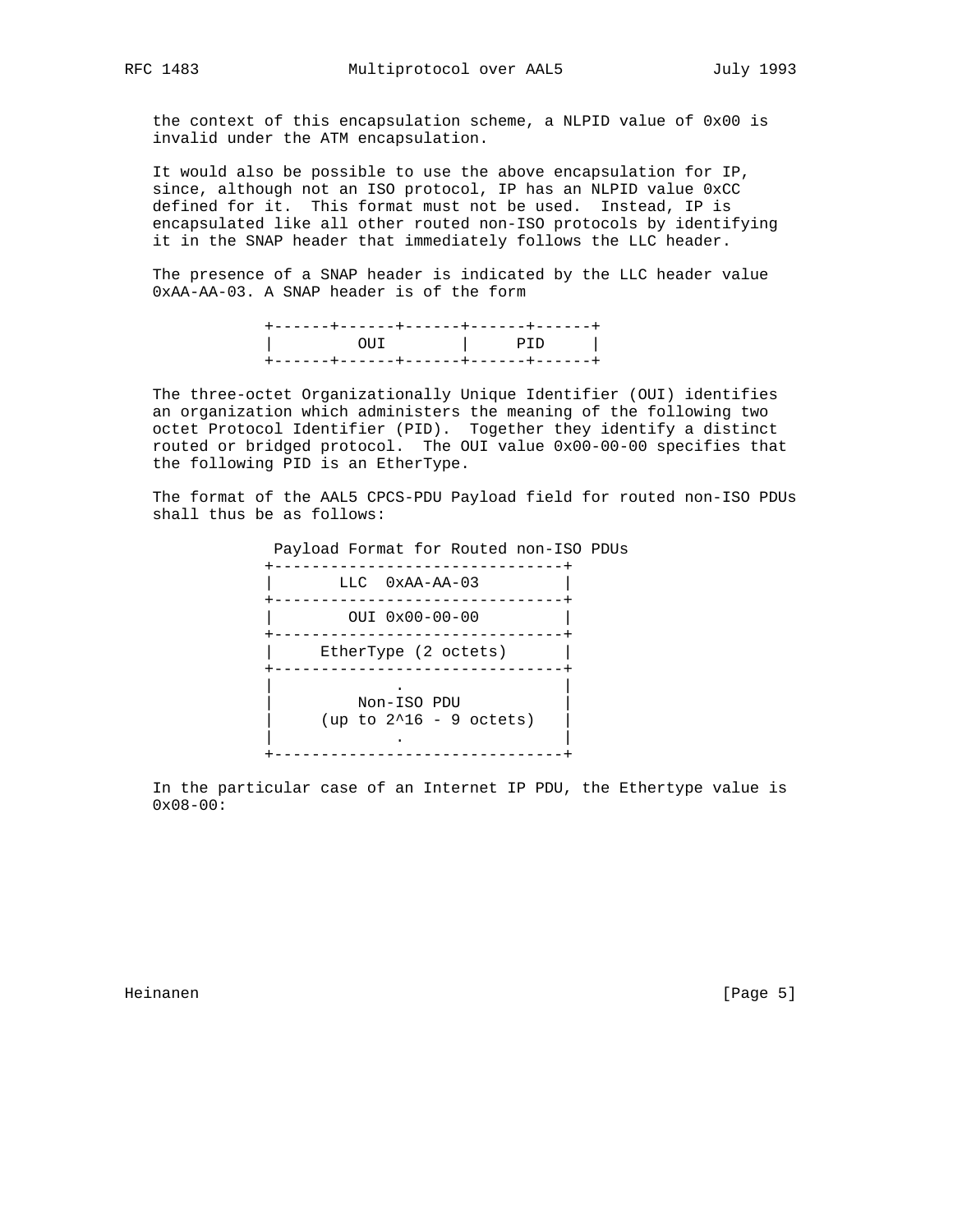the context of this encapsulation scheme, a NLPID value of 0x00 is invalid under the ATM encapsulation.

It would also be possible to use the above encapsulation for IP, since, although not an ISO protocol, IP has an NLPID value 0xCC defined for it. This format must not be used. Instead, IP is encapsulated like all other routed non-ISO protocols by identifying it in the SNAP header that immediately follows the LLC header.

The presence of a SNAP header is indicated by the LLC header value 0xAA-AA-03. A SNAP header is of the form

```
+------+------+------+------+------+
|         OUI        |     PID     |
+------+------+------+------+------+
```

The three-octet Organizationally Unique Identifier (OUI) identifies an organization which administers the meaning of the following two octet Protocol Identifier (PID). Together they identify a distinct routed or bridged protocol. The OUI value 0x00-00-00 specifies that the following PID is an EtherType.

The format of the AAL5 CPCS-PDU Payload field for routed non-ISO PDUs shall thus be as follows:

```
 Payload Format for Routed non-ISO PDUs
+-------------------------------+
|       LLC  0xAA-AA-03         |
+-------------------------------+
|        OUI 0x00-00-00         |
+-------------------------------+
|     EtherType (2 octets)      |
+-------------------------------+
|             .                 |
|         Non-ISO PDU           |
|     (up to 2^16 - 9 octets)   |
|             .                 |
+-------------------------------+
```

In the particular case of an Internet IP PDU, the Ethertype value is 0x08-00: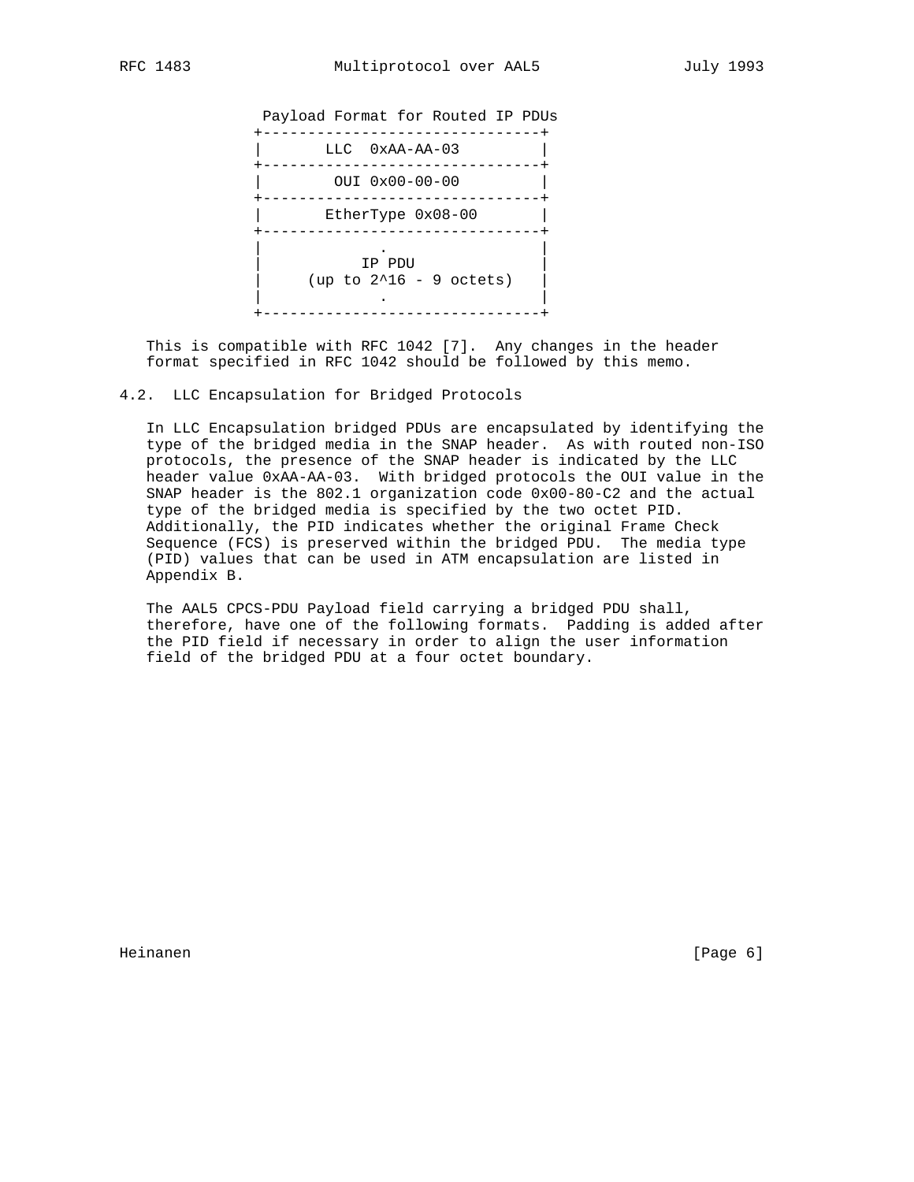```
             Payload Format for Routed IP PDUs
            +-------------------------------+
            |       LLC  0xAA-AA-03         |
            +-------------------------------+
            |        OUI 0x00-00-00         |
            +-------------------------------+
            |       EtherType 0x08-00       |
            +-------------------------------+
            |               .               |
            |            IP PDU             |
            |     (up to 2^16 - 9 octets)   |
            |               .               |
            +-------------------------------+
```

This is compatible with RFC 1042 [7]. Any changes in the header format specified in RFC 1042 should be followed by this memo.

## 4.2. LLC Encapsulation for Bridged Protocols

In LLC Encapsulation bridged PDUs are encapsulated by identifying the type of the bridged media in the SNAP header. As with routed non-ISO protocols, the presence of the SNAP header is indicated by the LLC header value 0xAA-AA-03. With bridged protocols the OUI value in the SNAP header is the 802.1 organization code 0x00-80-C2 and the actual type of the bridged media is specified by the two octet PID. Additionally, the PID indicates whether the original Frame Check Sequence (FCS) is preserved within the bridged PDU. The media type (PID) values that can be used in ATM encapsulation are listed in Appendix B.

The AAL5 CPCS-PDU Payload field carrying a bridged PDU shall, therefore, have one of the following formats. Padding is added after the PID field if necessary in order to align the user information field of the bridged PDU at a four octet boundary.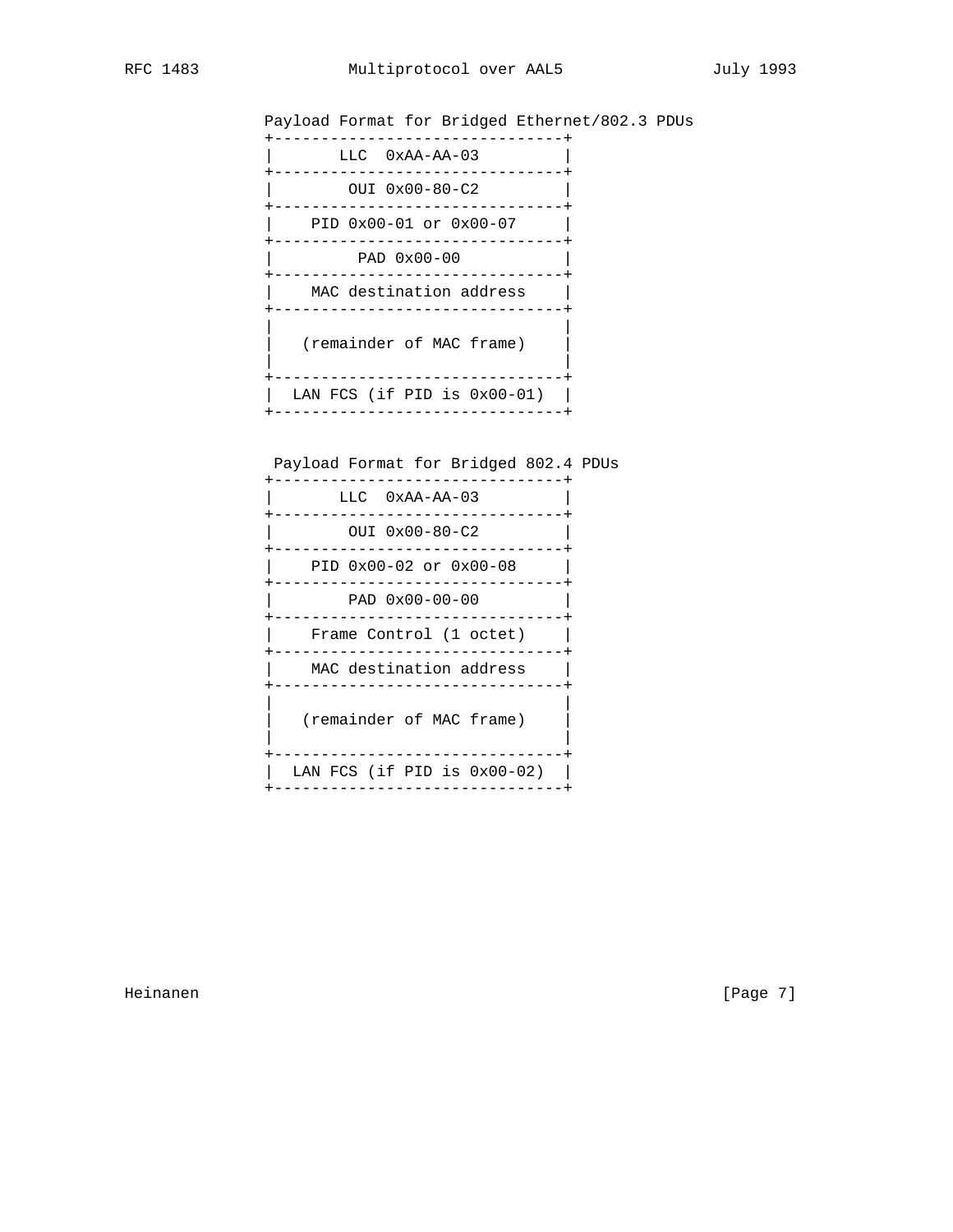```
              Payload Format for Bridged Ethernet/802.3 PDUs
              +-------------------------------+
              |       LLC  0xAA-AA-03         |
              +-------------------------------+
              |        OUI 0x00-80-C2         |
              +-------------------------------+
              |    PID 0x00-01 or 0x00-07     |
              +-------------------------------+
              |         PAD 0x00-00           |
              +-------------------------------+
              |    MAC destination address    |
              +-------------------------------+
              |                               |
              |   (remainder of MAC frame)    |
              |                               |
              +-------------------------------+
              |  LAN FCS (if PID is 0x00-01)  |
              +-------------------------------+


               Payload Format for Bridged 802.4 PDUs
              +-------------------------------+
              |       LLC  0xAA-AA-03         |
              +-------------------------------+
              |        OUI 0x00-80-C2         |
              +-------------------------------+
              |    PID 0x00-02 or 0x00-08     |
              +-------------------------------+
              |        PAD 0x00-00-00         |
              +-------------------------------+
              |    Frame Control (1 octet)    |
              +-------------------------------+
              |    MAC destination address    |
              +-------------------------------+
              |                               |
              |   (remainder of MAC frame)    |
              |                               |
              +-------------------------------+
              |  LAN FCS (if PID is 0x00-02)  |
              +-------------------------------+
```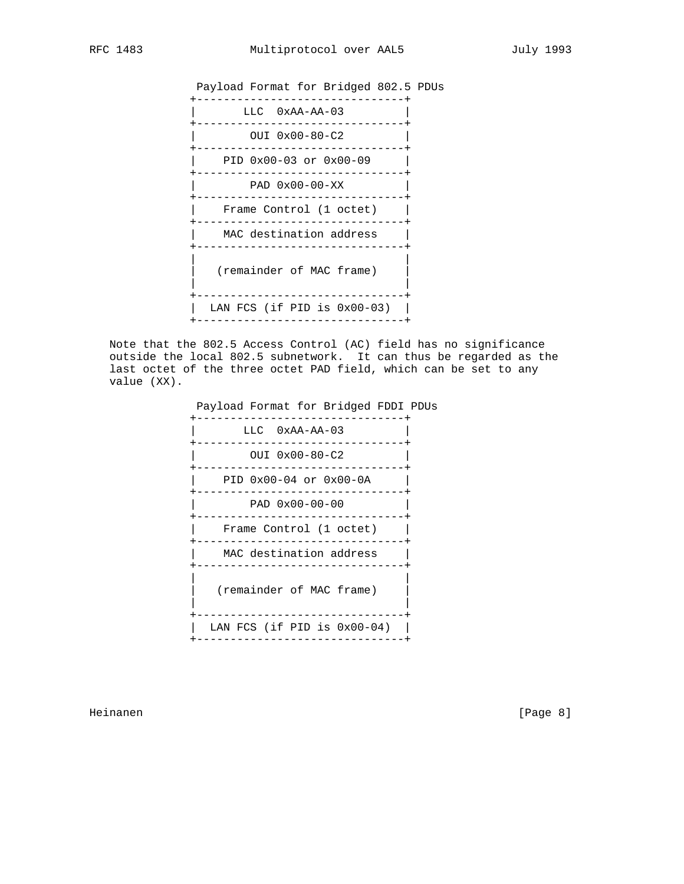Payload Format for Bridged 802.5 PDUs

```
+-------------------------------+
|       LLC  0xAA-AA-03         |
+-------------------------------+
|        OUI 0x00-80-C2         |
+-------------------------------+
|    PID 0x00-03 or 0x00-09     |
+-------------------------------+
|        PAD 0x00-00-XX         |
+-------------------------------+
|    Frame Control (1 octet)    |
+-------------------------------+
|    MAC destination address    |
+-------------------------------+
|                               |
|   (remainder of MAC frame)    |
|                               |
+-------------------------------+
|  LAN FCS (if PID is 0x00-03)  |
+-------------------------------+
```

Note that the 802.5 Access Control (AC) field has no significance outside the local 802.5 subnetwork. It can thus be regarded as the last octet of the three octet PAD field, which can be set to any value (XX).

Payload Format for Bridged FDDI PDUs

```
+-------------------------------+
|       LLC  0xAA-AA-03         |
+-------------------------------+
|        OUI 0x00-80-C2         |
+-------------------------------+
|    PID 0x00-04 or 0x00-0A     |
+-------------------------------+
|        PAD 0x00-00-00         |
+-------------------------------+
|    Frame Control (1 octet)    |
+-------------------------------+
|    MAC destination address    |
+-------------------------------+
|                               |
|   (remainder of MAC frame)    |
|                               |
+-------------------------------+
|  LAN FCS (if PID is 0x00-04)  |
+-------------------------------+
```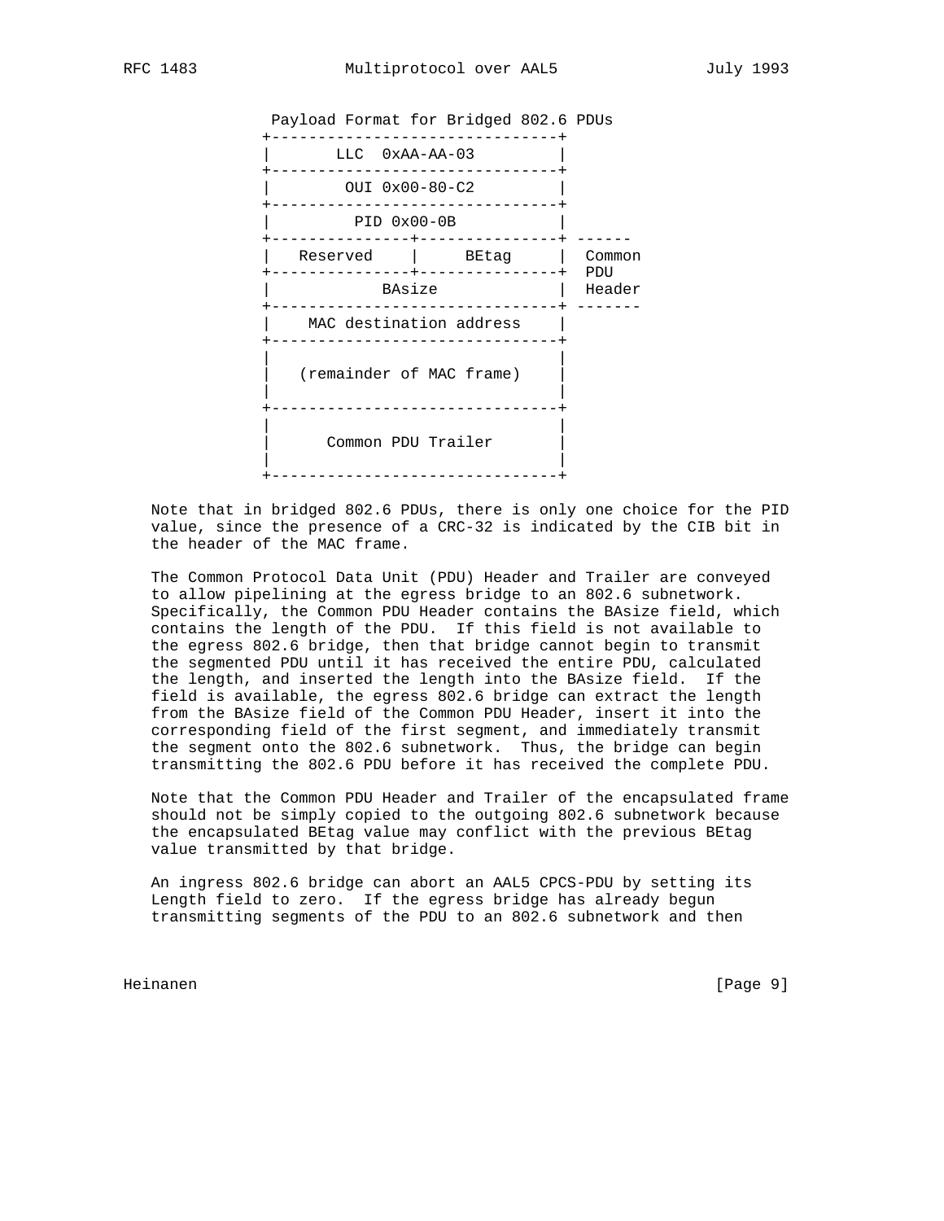```
            Payload Format for Bridged 802.6 PDUs
           +-------------------------------+
           |       LLC  0xAA-AA-03         |
           +-------------------------------+
           |        OUI 0x00-80-C2         |
           +-------------------------------+
           |         PID 0x00-0B           |
           +---------------+---------------+ ------
           |   Reserved    |     BEtag     |  Common
           +---------------+---------------+  PDU
           |            BAsize             |  Header
           +-------------------------------+ -------
           |    MAC destination address    |
           +-------------------------------+
           |                               |
           |   (remainder of MAC frame)    |
           |                               |
           +-------------------------------+
           |                               |
           |      Common PDU Trailer       |
           |                               |
           +-------------------------------+
```

Note that in bridged 802.6 PDUs, there is only one choice for the PID value, since the presence of a CRC-32 is indicated by the CIB bit in the header of the MAC frame.

The Common Protocol Data Unit (PDU) Header and Trailer are conveyed to allow pipelining at the egress bridge to an 802.6 subnetwork. Specifically, the Common PDU Header contains the BAsize field, which contains the length of the PDU. If this field is not available to the egress 802.6 bridge, then that bridge cannot begin to transmit the segmented PDU until it has received the entire PDU, calculated the length, and inserted the length into the BAsize field. If the field is available, the egress 802.6 bridge can extract the length from the BAsize field of the Common PDU Header, insert it into the corresponding field of the first segment, and immediately transmit the segment onto the 802.6 subnetwork. Thus, the bridge can begin transmitting the 802.6 PDU before it has received the complete PDU.

Note that the Common PDU Header and Trailer of the encapsulated frame should not be simply copied to the outgoing 802.6 subnetwork because the encapsulated BEtag value may conflict with the previous BEtag value transmitted by that bridge.

An ingress 802.6 bridge can abort an AAL5 CPCS-PDU by setting its Length field to zero. If the egress bridge has already begun transmitting segments of the PDU to an 802.6 subnetwork and then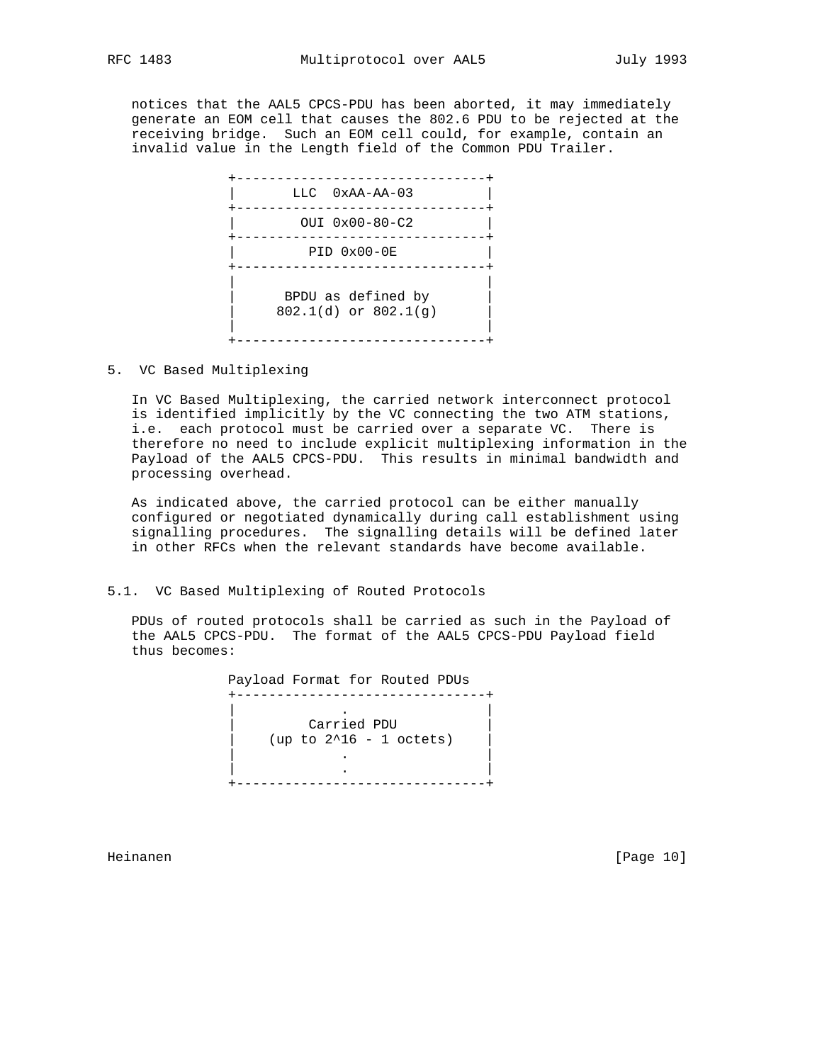notices that the AAL5 CPCS-PDU has been aborted, it may immediately generate an EOM cell that causes the 802.6 PDU to be rejected at the receiving bridge. Such an EOM cell could, for example, contain an invalid value in the Length field of the Common PDU Trailer.

```
+-------------------------------+
|       LLC  0xAA-AA-03         |
+-------------------------------+
|        OUI 0x00-80-C2         |
+-------------------------------+
|         PID 0x00-0E           |
+-------------------------------+
|                               |
|      BPDU as defined by       |
|     802.1(d) or 802.1(g)      |
|                               |
+-------------------------------+
```

## 5. VC Based Multiplexing

In VC Based Multiplexing, the carried network interconnect protocol is identified implicitly by the VC connecting the two ATM stations, i.e. each protocol must be carried over a separate VC. There is therefore no need to include explicit multiplexing information in the Payload of the AAL5 CPCS-PDU. This results in minimal bandwidth and processing overhead.

As indicated above, the carried protocol can be either manually configured or negotiated dynamically during call establishment using signalling procedures. The signalling details will be defined later in other RFCs when the relevant standards have become available.

### 5.1. VC Based Multiplexing of Routed Protocols

PDUs of routed protocols shall be carried as such in the Payload of the AAL5 CPCS-PDU. The format of the AAL5 CPCS-PDU Payload field thus becomes:

```
 Payload Format for Routed PDUs
+-------------------------------+
|             .                 |
|         Carried PDU           |
|    (up to 2^16 - 1 octets)    |
|             .                 |
|             .                 |
+-------------------------------+
```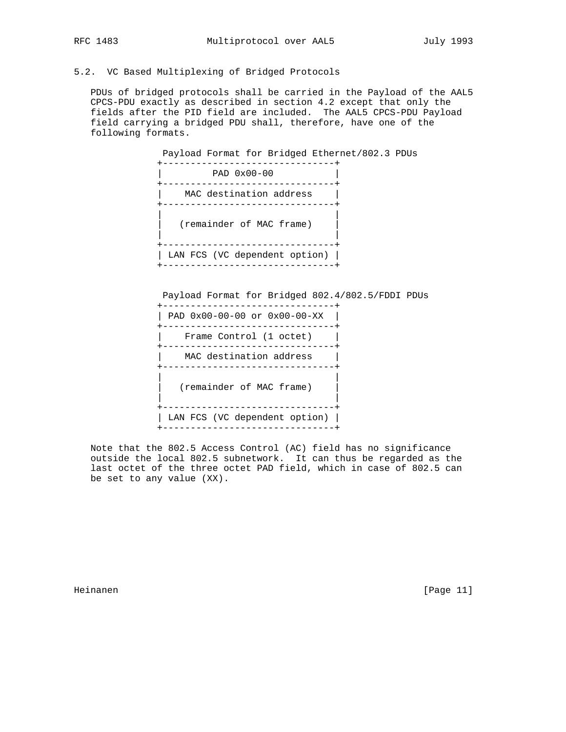## 5.2. VC Based Multiplexing of Bridged Protocols

PDUs of bridged protocols shall be carried in the Payload of the AAL5 CPCS-PDU exactly as described in section 4.2 except that only the fields after the PID field are included. The AAL5 CPCS-PDU Payload field carrying a bridged PDU shall, therefore, have one of the following formats.

```
 Payload Format for Bridged Ethernet/802.3 PDUs
+-------------------------------+
|         PAD 0x00-00           |
+-------------------------------+
|    MAC destination address    |
+-------------------------------+
|                               |
|   (remainder of MAC frame)    |
|                               |
+-------------------------------+
| LAN FCS (VC dependent option) |
+-------------------------------+


 Payload Format for Bridged 802.4/802.5/FDDI PDUs
+-------------------------------+
| PAD 0x00-00-00 or 0x00-00-XX  |
+-------------------------------+
|    Frame Control (1 octet)    |
+-------------------------------+
|    MAC destination address    |
+-------------------------------+
|                               |
|   (remainder of MAC frame)    |
|                               |
+-------------------------------+
| LAN FCS (VC dependent option) |
+-------------------------------+
```

Note that the 802.5 Access Control (AC) field has no significance outside the local 802.5 subnetwork. It can thus be regarded as the last octet of the three octet PAD field, which in case of 802.5 can be set to any value (XX).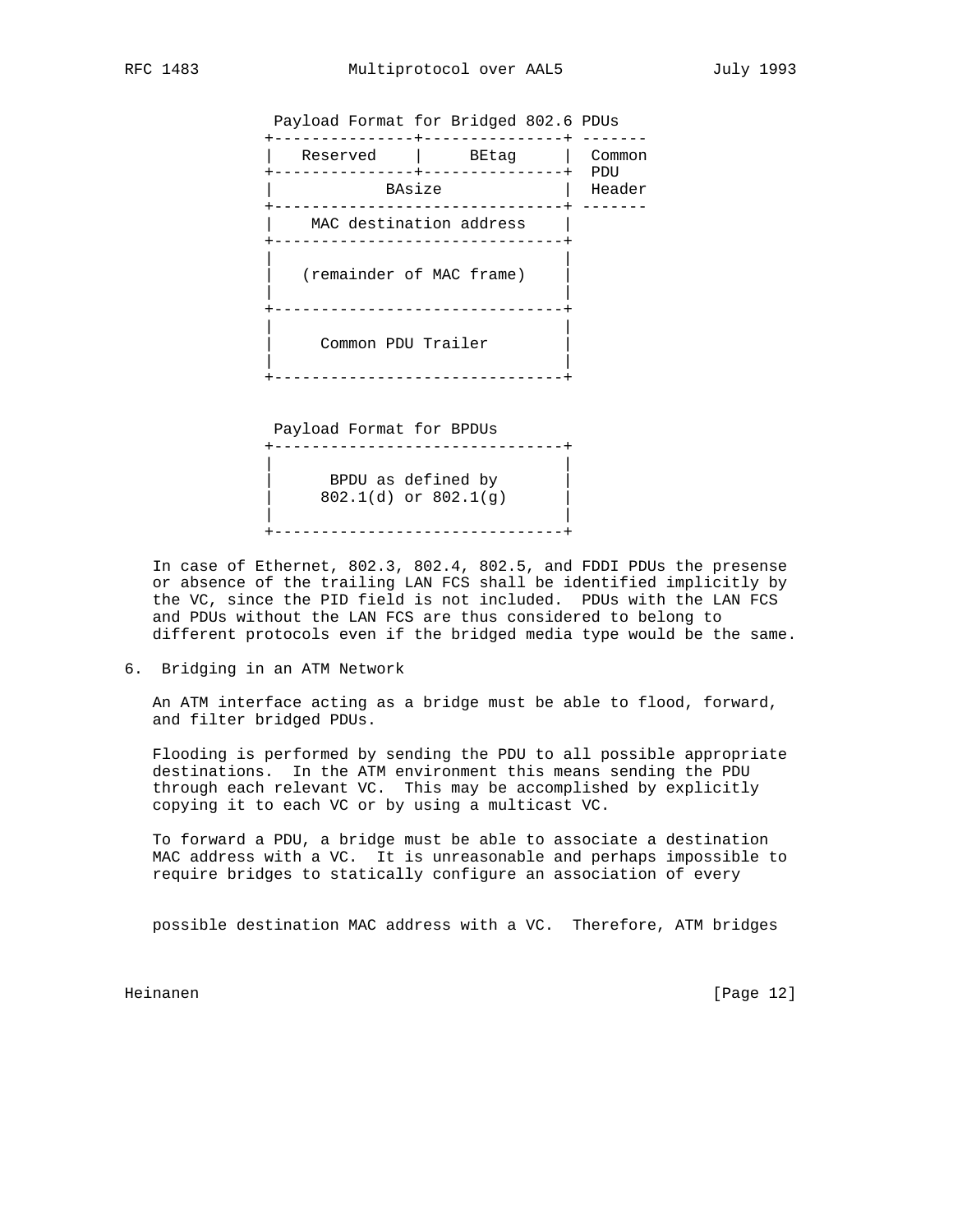```
   Payload Format for Bridged 802.6 PDUs
  +---------------+---------------+ -------
  |   Reserved    |     BEtag     |  Common
  +---------------+---------------+  PDU
  |            BAsize             |  Header
  +-------------------------------+ -------
  |    MAC destination address    |
  +-------------------------------+
  |                               |
  |   (remainder of MAC frame)    |
  |                               |
  +-------------------------------+
  |                               |
  |     Common PDU Trailer        |
  |                               |
  +-------------------------------+
```

```
   Payload Format for BPDUs
  +-------------------------------+
  |                               |
  |      BPDU as defined by       |
  |     802.1(d) or 802.1(g)      |
  |                               |
  +-------------------------------+
```

In case of Ethernet, 802.3, 802.4, 802.5, and FDDI PDUs the presense or absence of the trailing LAN FCS shall be identified implicitly by the VC, since the PID field is not included. PDUs with the LAN FCS and PDUs without the LAN FCS are thus considered to belong to different protocols even if the bridged media type would be the same.

## 6. Bridging in an ATM Network

An ATM interface acting as a bridge must be able to flood, forward, and filter bridged PDUs.

Flooding is performed by sending the PDU to all possible appropriate destinations. In the ATM environment this means sending the PDU through each relevant VC. This may be accomplished by explicitly copying it to each VC or by using a multicast VC.

To forward a PDU, a bridge must be able to associate a destination MAC address with a VC. It is unreasonable and perhaps impossible to require bridges to statically configure an association of every possible destination MAC address with a VC. Therefore, ATM bridges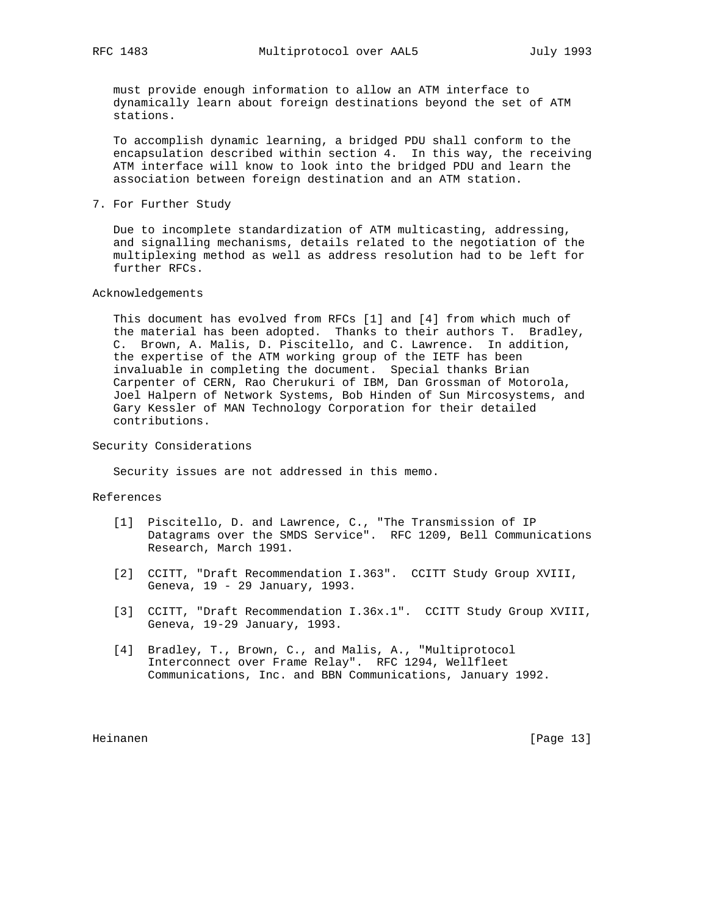must provide enough information to allow an ATM interface to dynamically learn about foreign destinations beyond the set of ATM stations.

To accomplish dynamic learning, a bridged PDU shall conform to the encapsulation described within section 4. In this way, the receiving ATM interface will know to look into the bridged PDU and learn the association between foreign destination and an ATM station.

## 7. For Further Study

Due to incomplete standardization of ATM multicasting, addressing, and signalling mechanisms, details related to the negotiation of the multiplexing method as well as address resolution had to be left for further RFCs.

## Acknowledgements

This document has evolved from RFCs [1] and [4] from which much of the material has been adopted. Thanks to their authors T. Bradley, C. Brown, A. Malis, D. Piscitello, and C. Lawrence. In addition, the expertise of the ATM working group of the IETF has been invaluable in completing the document. Special thanks Brian Carpenter of CERN, Rao Cherukuri of IBM, Dan Grossman of Motorola, Joel Halpern of Network Systems, Bob Hinden of Sun Mircosystems, and Gary Kessler of MAN Technology Corporation for their detailed contributions.

## Security Considerations

Security issues are not addressed in this memo.

## References

[1] Piscitello, D. and Lawrence, C., "The Transmission of IP Datagrams over the SMDS Service". RFC 1209, Bell Communications Research, March 1991.

[2] CCITT, "Draft Recommendation I.363". CCITT Study Group XVIII, Geneva, 19 - 29 January, 1993.

[3] CCITT, "Draft Recommendation I.36x.1". CCITT Study Group XVIII, Geneva, 19-29 January, 1993.

[4] Bradley, T., Brown, C., and Malis, A., "Multiprotocol Interconnect over Frame Relay". RFC 1294, Wellfleet Communications, Inc. and BBN Communications, January 1992.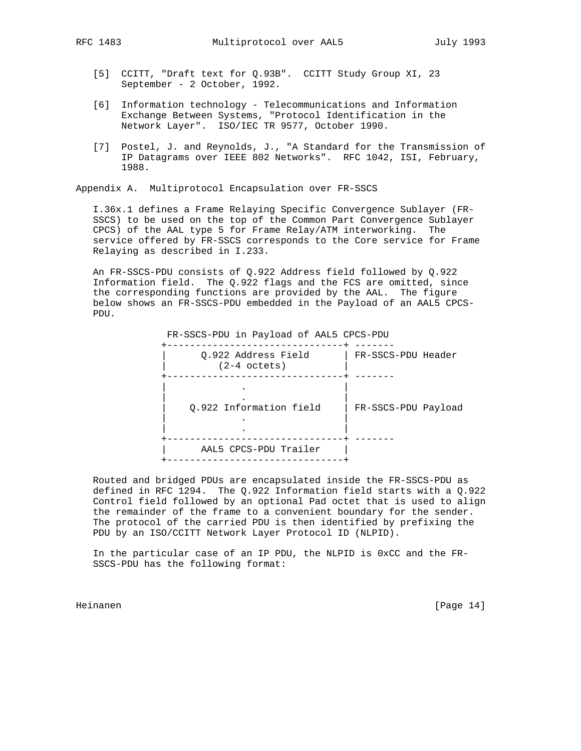[5] CCITT, "Draft text for Q.93B". CCITT Study Group XI, 23 September - 2 October, 1992.

[6] Information technology - Telecommunications and Information Exchange Between Systems, "Protocol Identification in the Network Layer". ISO/IEC TR 9577, October 1990.

[7] Postel, J. and Reynolds, J., "A Standard for the Transmission of IP Datagrams over IEEE 802 Networks". RFC 1042, ISI, February, 1988.

## Appendix A. Multiprotocol Encapsulation over FR-SSCS

I.36x.1 defines a Frame Relaying Specific Convergence Sublayer (FR-SSCS) to be used on the top of the Common Part Convergence Sublayer CPCS) of the AAL type 5 for Frame Relay/ATM interworking. The service offered by FR-SSCS corresponds to the Core service for Frame Relaying as described in I.233.

An FR-SSCS-PDU consists of Q.922 Address field followed by Q.922 Information field. The Q.922 flags and the FCS are omitted, since the corresponding functions are provided by the AAL. The figure below shows an FR-SSCS-PDU embedded in the Payload of an AAL5 CPCS-PDU.

```
             FR-SSCS-PDU in Payload of AAL5 CPCS-PDU
            +-------------------------------+ -------
            |      Q.922 Address Field      | FR-SSCS-PDU Header
            |         (2-4 octets)          |
            +-------------------------------+ -------
            |               .               |
            |               .               |
            |    Q.922 Information field    | FR-SSCS-PDU Payload
            |               .               |
            |               .               |
            +-------------------------------+ -------
            |      AAL5 CPCS-PDU Trailer    |
            +-------------------------------+
```

Routed and bridged PDUs are encapsulated inside the FR-SSCS-PDU as defined in RFC 1294. The Q.922 Information field starts with a Q.922 Control field followed by an optional Pad octet that is used to align the remainder of the frame to a convenient boundary for the sender. The protocol of the carried PDU is then identified by prefixing the PDU by an ISO/CCITT Network Layer Protocol ID (NLPID).

In the particular case of an IP PDU, the NLPID is 0xCC and the FR-SSCS-PDU has the following format: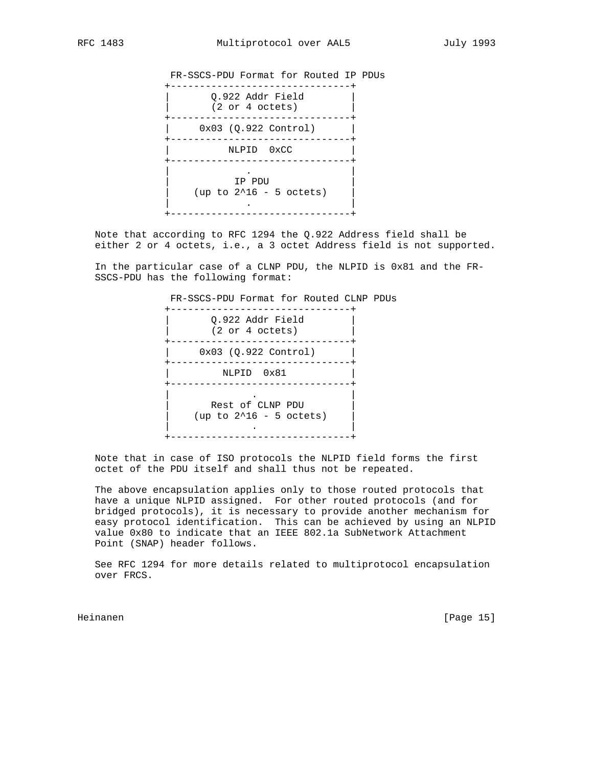```
            FR-SSCS-PDU Format for Routed IP PDUs
           +-------------------------------+
           |       Q.922 Addr Field        |
           |       (2 or 4 octets)         |
           +-------------------------------+
           |     0x03 (Q.922 Control)      |
           +-------------------------------+
           |          NLPID  0xCC          |
           +-------------------------------+
           |               .               |
           |             IP PDU            |
           |    (up to 2^16 - 5 octets)    |
           |               .               |
           +-------------------------------+
```

Note that according to RFC 1294 the Q.922 Address field shall be either 2 or 4 octets, i.e., a 3 octet Address field is not supported.

In the particular case of a CLNP PDU, the NLPID is 0x81 and the FR-SSCS-PDU has the following format:

```
            FR-SSCS-PDU Format for Routed CLNP PDUs
           +-------------------------------+
           |       Q.922 Addr Field        |
           |       (2 or 4 octets)         |
           +-------------------------------+
           |     0x03 (Q.922 Control)      |
           +-------------------------------+
           |         NLPID  0x81           |
           +-------------------------------+
           |              .                |
           |       Rest of CLNP PDU        |
           |    (up to 2^16 - 5 octets)    |
           |              .                |
           +-------------------------------+
```

Note that in case of ISO protocols the NLPID field forms the first octet of the PDU itself and shall thus not be repeated.

The above encapsulation applies only to those routed protocols that have a unique NLPID assigned. For other routed protocols (and for bridged protocols), it is necessary to provide another mechanism for easy protocol identification. This can be achieved by using an NLPID value 0x80 to indicate that an IEEE 802.1a SubNetwork Attachment Point (SNAP) header follows.

See RFC 1294 for more details related to multiprotocol encapsulation over FRCS.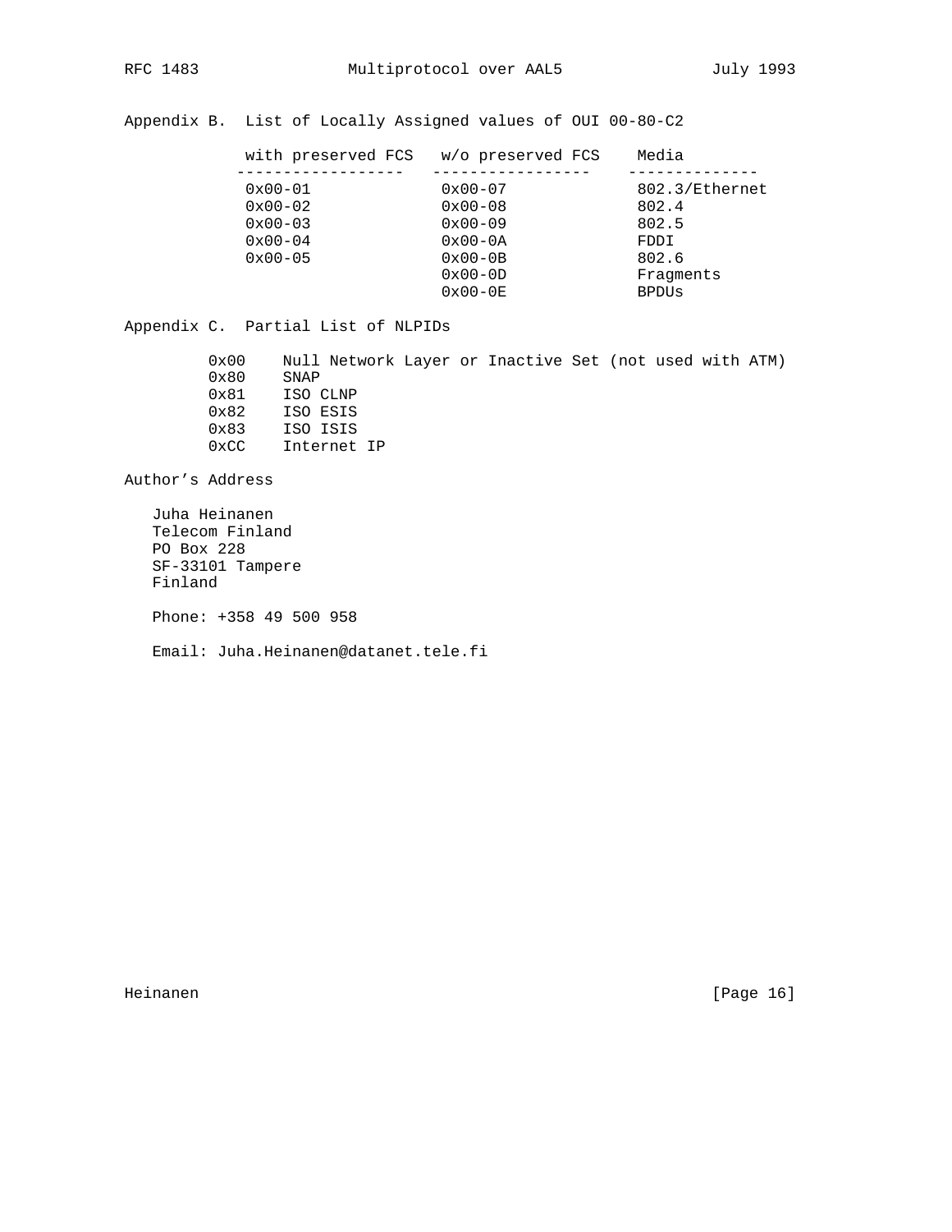## Appendix B. List of Locally Assigned values of OUI 00-80-C2

| with preserved FCS | w/o preserved FCS | Media |
|---|---|---|
| 0x00-01 | 0x00-07 | 802.3/Ethernet |
| 0x00-02 | 0x00-08 | 802.4 |
| 0x00-03 | 0x00-09 | 802.5 |
| 0x00-04 | 0x00-0A | FDDI |
| 0x00-05 | 0x00-0B | 802.6 |
| | 0x00-0D | Fragments |
| | 0x00-0E | BPDUs |

## Appendix C. Partial List of NLPIDs

| | |
|---|---|
| 0x00 | Null Network Layer or Inactive Set (not used with ATM) |
| 0x80 | SNAP |
| 0x81 | ISO CLNP |
| 0x82 | ISO ESIS |
| 0x83 | ISO ISIS |
| 0xCC | Internet IP |

## Author's Address

Juha Heinanen
Telecom Finland
PO Box 228
SF-33101 Tampere
Finland

Phone: +358 49 500 958

Email: Juha.Heinanen@datanet.tele.fi